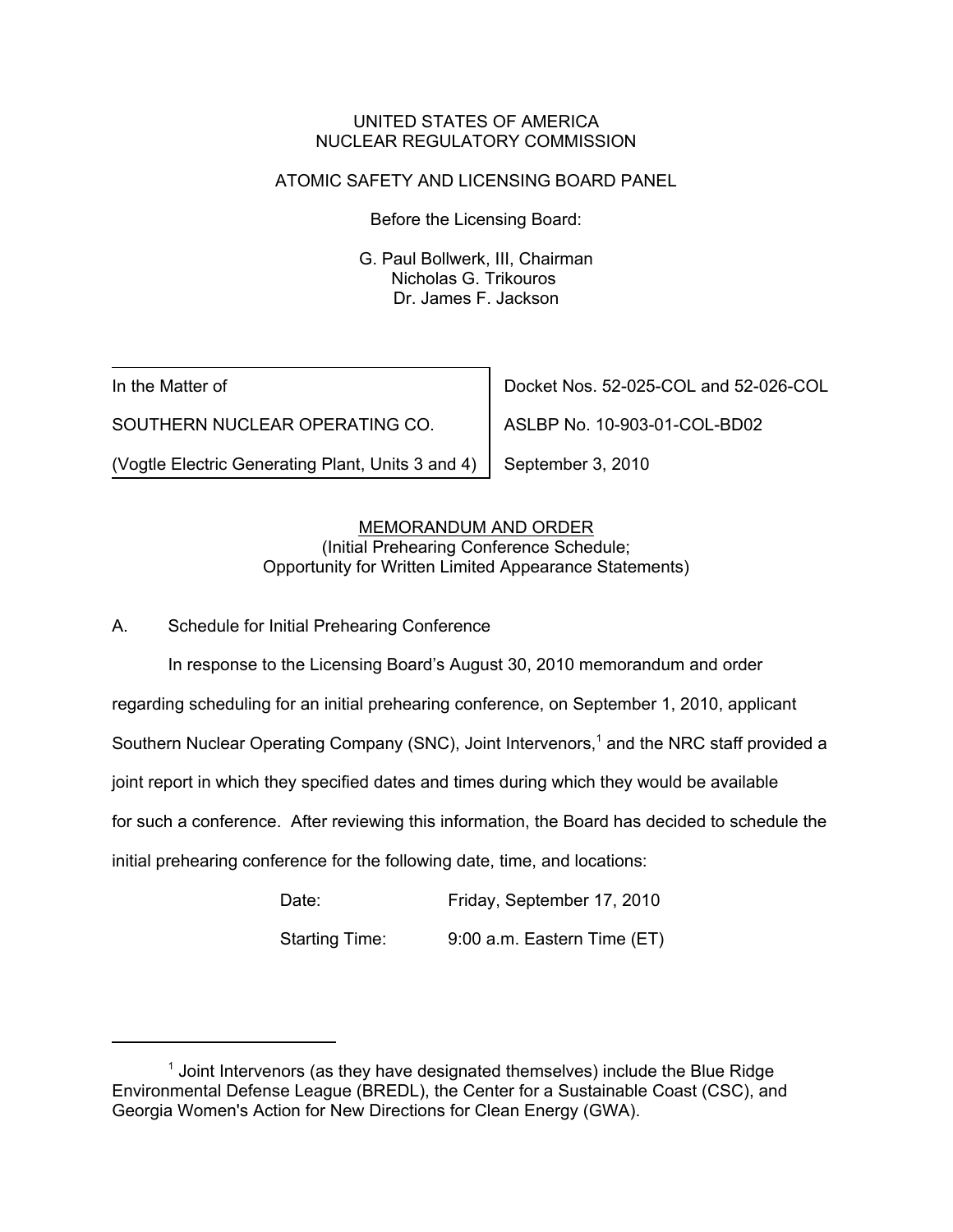UNITED STATES OF AMERICA
NUCLEAR REGULATORY COMMISSION

ATOMIC SAFETY AND LICENSING BOARD PANEL

Before the Licensing Board:

G. Paul Bollwerk, III, Chairman
Nicholas G. Trikouros
Dr. James F. Jackson

| In the Matter of | Docket Nos. 52-025-COL and 52-026-COL |
|---|---|
| SOUTHERN NUCLEAR OPERATING CO. | ASLBP No. 10-903-01-COL-BD02 |
| (Vogtle Electric Generating Plant, Units 3 and 4) | September 3, 2010 |

MEMORANDUM AND ORDER
(Initial Prehearing Conference Schedule;
Opportunity for Written Limited Appearance Statements)

A. Schedule for Initial Prehearing Conference

In response to the Licensing Board's August 30, 2010 memorandum and order regarding scheduling for an initial prehearing conference, on September 1, 2010, applicant Southern Nuclear Operating Company (SNC), Joint Intervenors,[1] and the NRC staff provided a joint report in which they specified dates and times during which they would be available for such a conference. After reviewing this information, the Board has decided to schedule the initial prehearing conference for the following date, time, and locations:

Date: Friday, September 17, 2010

Starting Time: 9:00 a.m. Eastern Time (ET)

[1] Joint Intervenors (as they have designated themselves) include the Blue Ridge Environmental Defense League (BREDL), the Center for a Sustainable Coast (CSC), and Georgia Women's Action for New Directions for Clean Energy (GWA).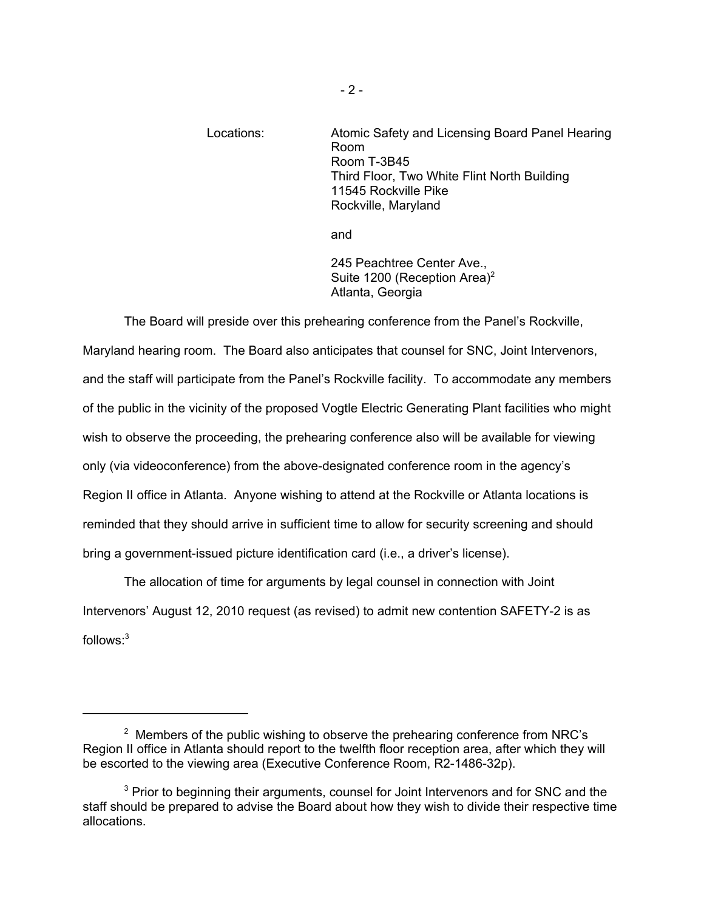Locations: Atomic Safety and Licensing Board Panel Hearing Room
Room T-3B45
Third Floor, Two White Flint North Building
11545 Rockville Pike
Rockville, Maryland

and

245 Peachtree Center Ave.,
Suite 1200 (Reception Area)[2]
Atlanta, Georgia

The Board will preside over this prehearing conference from the Panel's Rockville, Maryland hearing room. The Board also anticipates that counsel for SNC, Joint Intervenors, and the staff will participate from the Panel's Rockville facility. To accommodate any members of the public in the vicinity of the proposed Vogtle Electric Generating Plant facilities who might wish to observe the proceeding, the prehearing conference also will be available for viewing only (via videoconference) from the above-designated conference room in the agency's Region II office in Atlanta. Anyone wishing to attend at the Rockville or Atlanta locations is reminded that they should arrive in sufficient time to allow for security screening and should bring a government-issued picture identification card (i.e., a driver's license).

The allocation of time for arguments by legal counsel in connection with Joint Intervenors' August 12, 2010 request (as revised) to admit new contention SAFETY-2 is as follows:[3]

---

[2] Members of the public wishing to observe the prehearing conference from NRC's Region II office in Atlanta should report to the twelfth floor reception area, after which they will be escorted to the viewing area (Executive Conference Room, R2-1486-32p).

[3] Prior to beginning their arguments, counsel for Joint Intervenors and for SNC and the staff should be prepared to advise the Board about how they wish to divide their respective time allocations.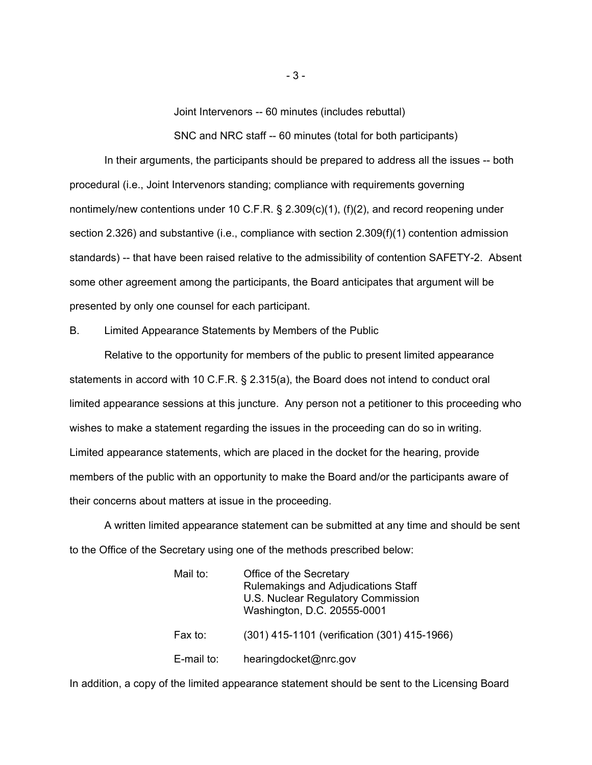Joint Intervenors -- 60 minutes (includes rebuttal)

SNC and NRC staff -- 60 minutes (total for both participants)

In their arguments, the participants should be prepared to address all the issues -- both procedural (i.e., Joint Intervenors standing; compliance with requirements governing nontimely/new contentions under 10 C.F.R. § 2.309(c)(1), (f)(2), and record reopening under section 2.326) and substantive (i.e., compliance with section 2.309(f)(1) contention admission standards) -- that have been raised relative to the admissibility of contention SAFETY-2. Absent some other agreement among the participants, the Board anticipates that argument will be presented by only one counsel for each participant.

B. Limited Appearance Statements by Members of the Public

Relative to the opportunity for members of the public to present limited appearance statements in accord with 10 C.F.R. § 2.315(a), the Board does not intend to conduct oral limited appearance sessions at this juncture. Any person not a petitioner to this proceeding who wishes to make a statement regarding the issues in the proceeding can do so in writing. Limited appearance statements, which are placed in the docket for the hearing, provide members of the public with an opportunity to make the Board and/or the participants aware of their concerns about matters at issue in the proceeding.

A written limited appearance statement can be submitted at any time and should be sent to the Office of the Secretary using one of the methods prescribed below:

Mail to: Office of the Secretary
Rulemakings and Adjudications Staff
U.S. Nuclear Regulatory Commission
Washington, D.C. 20555-0001

Fax to: (301) 415-1101 (verification (301) 415-1966)

E-mail to: hearingdocket@nrc.gov

In addition, a copy of the limited appearance statement should be sent to the Licensing Board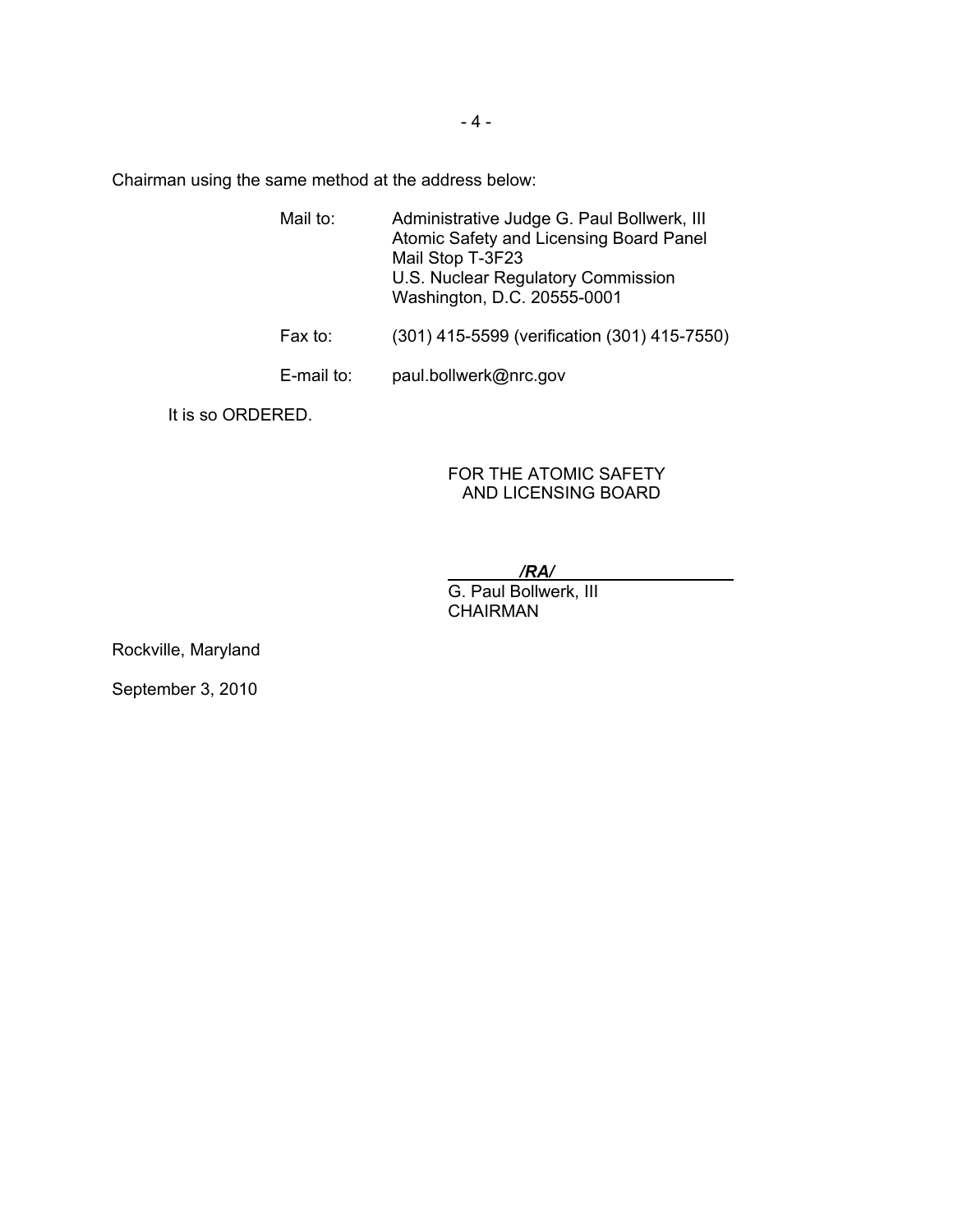Chairman using the same method at the address below:

Mail to: Administrative Judge G. Paul Bollwerk, III
Atomic Safety and Licensing Board Panel
Mail Stop T-3F23
U.S. Nuclear Regulatory Commission
Washington, D.C. 20555-0001

Fax to: (301) 415-5599 (verification (301) 415-7550)

E-mail to: paul.bollwerk@nrc.gov

It is so ORDERED.

FOR THE ATOMIC SAFETY
AND LICENSING BOARD

*/RA/*

G. Paul Bollwerk, III
CHAIRMAN

Rockville, Maryland

September 3, 2010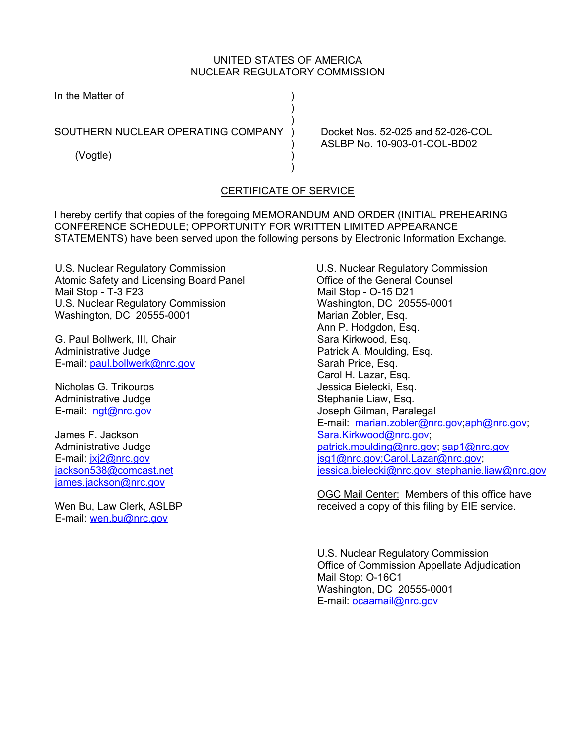UNITED STATES OF AMERICA
NUCLEAR REGULATORY COMMISSION

In the Matter of

SOUTHERN NUCLEAR OPERATING COMPANY

(Vogtle)

Docket Nos. 52-025 and 52-026-COL
ASLBP No. 10-903-01-COL-BD02

CERTIFICATE OF SERVICE

I hereby certify that copies of the foregoing MEMORANDUM AND ORDER (INITIAL PREHEARING CONFERENCE SCHEDULE; OPPORTUNITY FOR WRITTEN LIMITED APPEARANCE STATEMENTS) have been served upon the following persons by Electronic Information Exchange.

U.S. Nuclear Regulatory Commission
Atomic Safety and Licensing Board Panel
Mail Stop - T-3 F23
U.S. Nuclear Regulatory Commission
Washington, DC 20555-0001

G. Paul Bollwerk, III, Chair
Administrative Judge
E-mail: paul.bollwerk@nrc.gov

Nicholas G. Trikouros
Administrative Judge
E-mail: ngt@nrc.gov

James F. Jackson
Administrative Judge
E-mail: jxj2@nrc.gov
jackson538@comcast.net
james.jackson@nrc.gov

Wen Bu, Law Clerk, ASLBP
E-mail: wen.bu@nrc.gov

U.S. Nuclear Regulatory Commission
Office of the General Counsel
Mail Stop - O-15 D21
Washington, DC 20555-0001
Marian Zobler, Esq.
Ann P. Hodgdon, Esq.
Sara Kirkwood, Esq.
Patrick A. Moulding, Esq.
Sarah Price, Esq.
Carol H. Lazar, Esq.
Jessica Bielecki, Esq.
Stephanie Liaw, Esq.
Joseph Gilman, Paralegal
E-mail: marian.zobler@nrc.gov;aph@nrc.gov;
Sara.Kirkwood@nrc.gov;
patrick.moulding@nrc.gov; sap1@nrc.gov
jsg1@nrc.gov;Carol.Lazar@nrc.gov;
jessica.bielecki@nrc.gov; stephanie.liaw@nrc.gov

OGC Mail Center: Members of this office have received a copy of this filing by EIE service.

U.S. Nuclear Regulatory Commission
Office of Commission Appellate Adjudication
Mail Stop: O-16C1
Washington, DC 20555-0001
E-mail: ocaamail@nrc.gov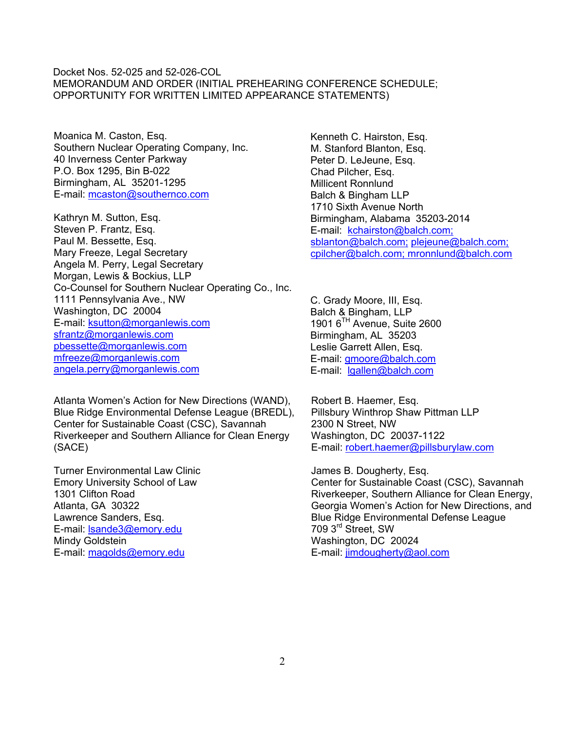Docket Nos. 52-025 and 52-026-COL
MEMORANDUM AND ORDER (INITIAL PREHEARING CONFERENCE SCHEDULE; OPPORTUNITY FOR WRITTEN LIMITED APPEARANCE STATEMENTS)

Moanica M. Caston, Esq.
Southern Nuclear Operating Company, Inc.
40 Inverness Center Parkway
P.O. Box 1295, Bin B-022
Birmingham, AL 35201-1295
E-mail: mcaston@southernco.com

Kathryn M. Sutton, Esq.
Steven P. Frantz, Esq.
Paul M. Bessette, Esq.
Mary Freeze, Legal Secretary
Angela M. Perry, Legal Secretary
Morgan, Lewis & Bockius, LLP
Co-Counsel for Southern Nuclear Operating Co., Inc.
1111 Pennsylvania Ave., NW
Washington, DC 20004
E-mail: ksutton@morganlewis.com
sfrantz@morganlewis.com
pbessette@morganlewis.com
mfreeze@morganlewis.com
angela.perry@morganlewis.com

Atlanta Women's Action for New Directions (WAND), Blue Ridge Environmental Defense League (BREDL), Center for Sustainable Coast (CSC), Savannah Riverkeeper and Southern Alliance for Clean Energy (SACE)

Turner Environmental Law Clinic
Emory University School of Law
1301 Clifton Road
Atlanta, GA 30322
Lawrence Sanders, Esq.
E-mail: lsande3@emory.edu
Mindy Goldstein
E-mail: magolds@emory.edu

Kenneth C. Hairston, Esq.
M. Stanford Blanton, Esq.
Peter D. LeJeune, Esq.
Chad Pilcher, Esq.
Millicent Ronnlund
Balch & Bingham LLP
1710 Sixth Avenue North
Birmingham, Alabama 35203-2014
E-mail: kchairston@balch.com; sblanton@balch.com; plejeune@balch.com; cpilcher@balch.com; mronnlund@balch.com

C. Grady Moore, III, Esq.
Balch & Bingham, LLP
1901 6TH Avenue, Suite 2600
Birmingham, AL 35203
Leslie Garrett Allen, Esq.
E-mail: gmoore@balch.com
E-mail: lgallen@balch.com

Robert B. Haemer, Esq.
Pillsbury Winthrop Shaw Pittman LLP
2300 N Street, NW
Washington, DC 20037-1122
E-mail: robert.haemer@pillsburylaw.com

James B. Dougherty, Esq.
Center for Sustainable Coast (CSC), Savannah Riverkeeper, Southern Alliance for Clean Energy, Georgia Women's Action for New Directions, and Blue Ridge Environmental Defense League
709 3rd Street, SW
Washington, DC 20024
E-mail: jimdougherty@aol.com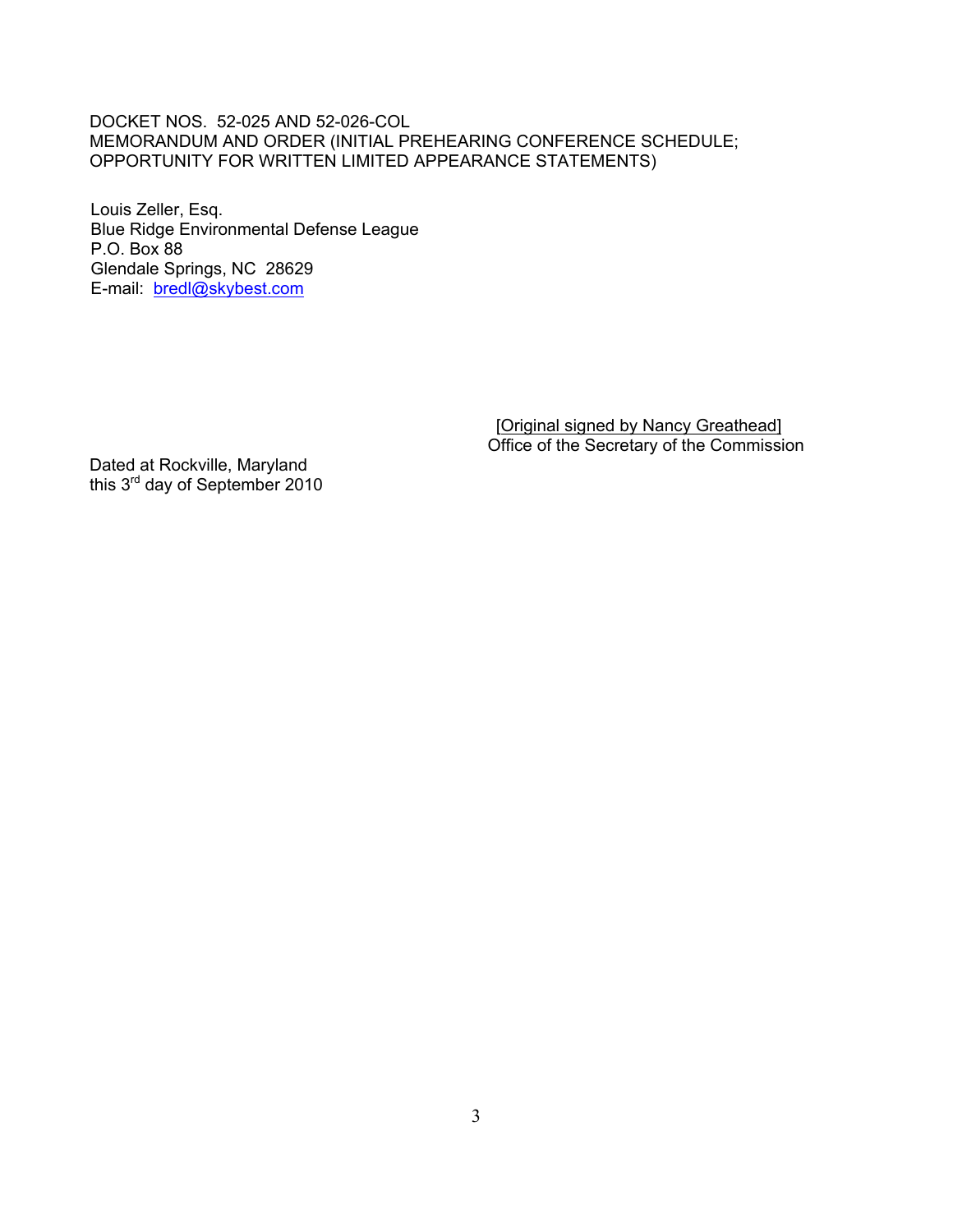DOCKET NOS. 52-025 AND 52-026-COL
MEMORANDUM AND ORDER (INITIAL PREHEARING CONFERENCE SCHEDULE; OPPORTUNITY FOR WRITTEN LIMITED APPEARANCE STATEMENTS)

Louis Zeller, Esq.
Blue Ridge Environmental Defense League
P.O. Box 88
Glendale Springs, NC 28629
E-mail: bredl@skybest.com

[Original signed by Nancy Greathead]
Office of the Secretary of the Commission

Dated at Rockville, Maryland
this 3rd day of September 2010